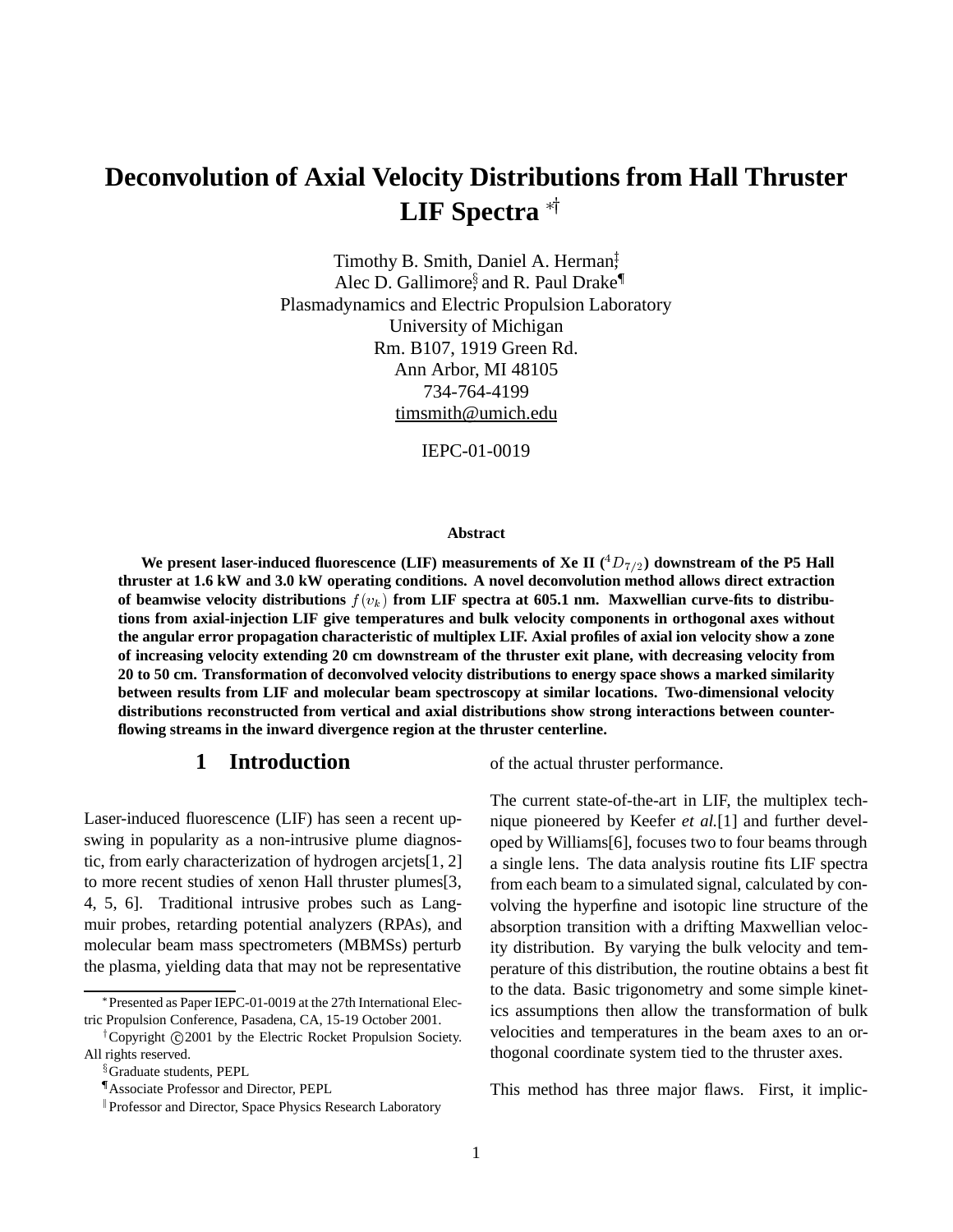# Deconvolution of Axial Velocity Distributions from Hall Thruster LIF Spectra [*†]

Timothy B. Smith, Daniel A. Herman,[‡]
Alec D. Gallimore,[§] and R. Paul Drake[¶]
Plasmadynamics and Electric Propulsion Laboratory
University of Michigan
Rm. B107, 1919 Green Rd.
Ann Arbor, MI 48105
734-764-4199
timsmith@umich.edu

IEPC-01-0019

### Abstract

**We present laser-induced fluorescence (LIF) measurements of Xe II ($^4D_{7/2}$) downstream of the P5 Hall thruster at 1.6 kW and 3.0 kW operating conditions. A novel deconvolution method allows direct extraction of beamwise velocity distributions $f(v_k)$ from LIF spectra at 605.1 nm. Maxwellian curve-fits to distributions from axial-injection LIF give temperatures and bulk velocity components in orthogonal axes without the angular error propagation characteristic of multiplex LIF. Axial profiles of axial ion velocity show a zone of increasing velocity extending 20 cm downstream of the thruster exit plane, with decreasing velocity from 20 to 50 cm. Transformation of deconvolved velocity distributions to energy space shows a marked similarity between results from LIF and molecular beam spectroscopy at similar locations. Two-dimensional velocity distributions reconstructed from vertical and axial distributions show strong interactions between counter-flowing streams in the inward divergence region at the thruster centerline.**

## 1 Introduction

Laser-induced fluorescence (LIF) has seen a recent upswing in popularity as a non-intrusive plume diagnostic, from early characterization of hydrogen arcjets[1, 2] to more recent studies of xenon Hall thruster plumes[3, 4, 5, 6]. Traditional intrusive probes such as Langmuir probes, retarding potential analyzers (RPAs), and molecular beam mass spectrometers (MBMSs) perturb the plasma, yielding data that may not be representative of the actual thruster performance.

The current state-of-the-art in LIF, the multiplex technique pioneered by Keefer *et al.*[1] and further developed by Williams[6], focuses two to four beams through a single lens. The data analysis routine fits LIF spectra from each beam to a simulated signal, calculated by convolving the hyperfine and isotopic line structure of the absorption transition with a drifting Maxwellian velocity distribution. By varying the bulk velocity and temperature of this distribution, the routine obtains a best fit to the data. Basic trigonometry and some simple kinetics assumptions then allow the transformation of bulk velocities and temperatures in the beam axes to an orthogonal coordinate system tied to the thruster axes.

This method has three major flaws. First, it implic-

---

[*] Presented as Paper IEPC-01-0019 at the 27th International Electric Propulsion Conference, Pasadena, CA, 15-19 October 2001.

[†] Copyright ©2001 by the Electric Rocket Propulsion Society. All rights reserved.

[§] Graduate students, PEPL

[¶] Associate Professor and Director, PEPL

[‖] Professor and Director, Space Physics Research Laboratory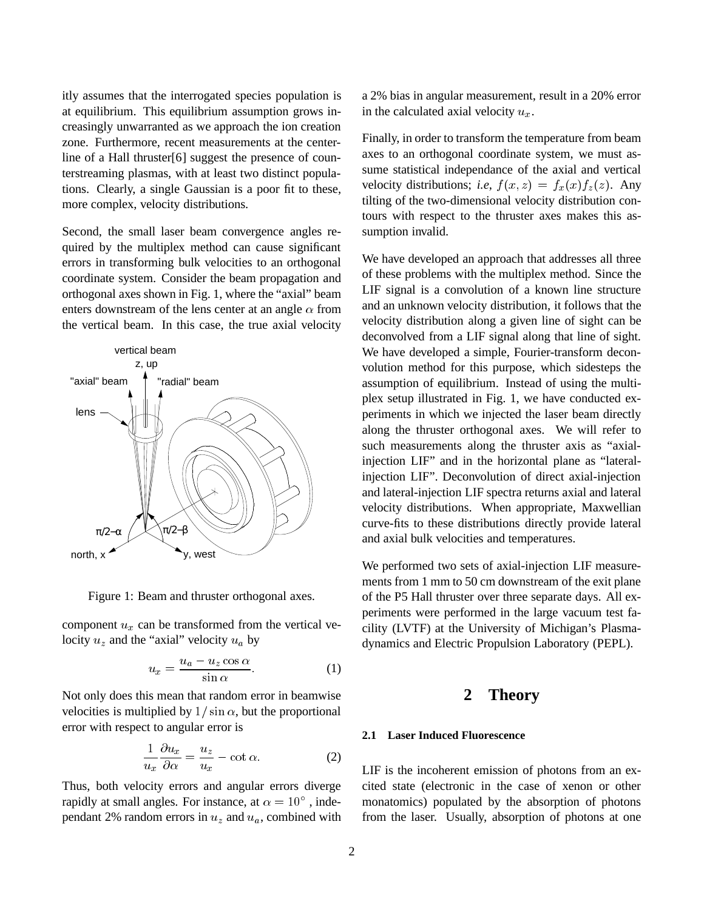itly assumes that the interrogated species population is at equilibrium. This equilibrium assumption grows increasingly unwarranted as we approach the ion creation zone. Furthermore, recent measurements at the centerline of a Hall thruster[6] suggest the presence of counterstreaming plasmas, with at least two distinct populations. Clearly, a single Gaussian is a poor fit to these, more complex, velocity distributions.

Second, the small laser beam convergence angles required by the multiplex method can cause significant errors in transforming bulk velocities to an orthogonal coordinate system. Consider the beam propagation and orthogonal axes shown in Fig. 1, where the "axial" beam enters downstream of the lens center at an angle $\alpha$ from the vertical beam. In this case, the true axial velocity

Figure 1: Beam and thruster orthogonal axes.

component $u_x$ can be transformed from the vertical velocity $u_z$ and the "axial" velocity $u_a$ by

$$u_x = \frac{u_a - u_z \cos\alpha}{\sin\alpha}. \tag{1}$$

Not only does this mean that random error in beamwise velocities is multiplied by $1/\sin\alpha$, but the proportional error with respect to angular error is

$$\frac{1}{u_x}\frac{\partial u_x}{\partial \alpha} = \frac{u_z}{u_x} - \cot\alpha. \tag{2}$$

Thus, both velocity errors and angular errors diverge rapidly at small angles. For instance, at $\alpha = 10^\circ$, independant 2% random errors in $u_z$ and $u_a$, combined with a 2% bias in angular measurement, result in a 20% error in the calculated axial velocity $u_x$.

Finally, in order to transform the temperature from beam axes to an orthogonal coordinate system, we must assume statistical independance of the axial and vertical velocity distributions; *i.e*, $f(x, z) = f_x(x)f_z(z)$. Any tilting of the two-dimensional velocity distribution contours with respect to the thruster axes makes this assumption invalid.

We have developed an approach that addresses all three of these problems with the multiplex method. Since the LIF signal is a convolution of a known line structure and an unknown velocity distribution, it follows that the velocity distribution along a given line of sight can be deconvolved from a LIF signal along that line of sight. We have developed a simple, Fourier-transform deconvolution method for this purpose, which sidesteps the assumption of equilibrium. Instead of using the multiplex setup illustrated in Fig. 1, we have conducted experiments in which we injected the laser beam directly along the thruster orthogonal axes. We will refer to such measurements along the thruster axis as "axial-injection LIF" and in the horizontal plane as "lateral-injection LIF". Deconvolution of direct axial-injection and lateral-injection LIF spectra returns axial and lateral velocity distributions. When appropriate, Maxwellian curve-fits to these distributions directly provide lateral and axial bulk velocities and temperatures.

We performed two sets of axial-injection LIF measurements from 1 mm to 50 cm downstream of the exit plane of the P5 Hall thruster over three separate days. All experiments were performed in the large vacuum test facility (LVTF) at the University of Michigan's Plasmadynamics and Electric Propulsion Laboratory (PEPL).

# 2 Theory

### 2.1 Laser Induced Fluorescence

LIF is the incoherent emission of photons from an excited state (electronic in the case of xenon or other monatomics) populated by the absorption of photons from the laser. Usually, absorption of photons at one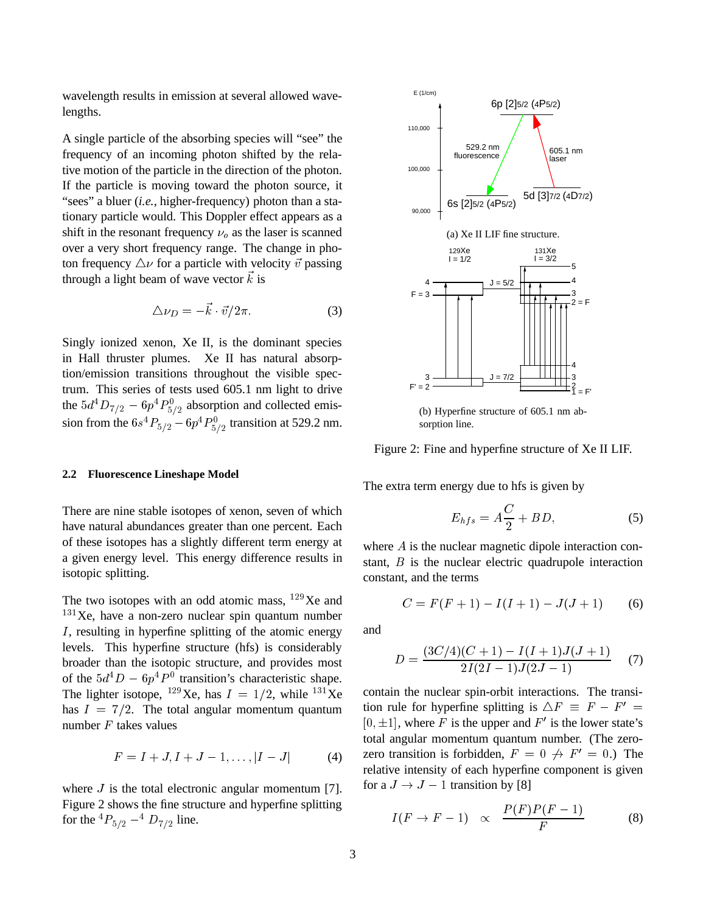wavelength results in emission at several allowed wavelengths.

A single particle of the absorbing species will "see" the frequency of an incoming photon shifted by the relative motion of the particle in the direction of the photon. If the particle is moving toward the photon source, it "sees" a bluer (*i.e.*, higher-frequency) photon than a stationary particle would. This Doppler effect appears as a shift in the resonant frequency $\nu_o$ as the laser is scanned over a very short frequency range. The change in photon frequency $\triangle\nu$ for a particle with velocity $\vec{v}$ passing through a light beam of wave vector $\vec{k}$ is

$$\triangle\nu_D = -\vec{k}\cdot\vec{v}/2\pi. \tag{3}$$

Singly ionized xenon, Xe II, is the dominant species in Hall thruster plumes. Xe II has natural absorption/emission transitions throughout the visible spectrum. This series of tests used 605.1 nm light to drive the $5d^4D_{7/2} - 6p^4P^0_{5/2}$ absorption and collected emission from the $6s^4P_{5/2} - 6p^4P^0_{5/2}$ transition at 529.2 nm.

### 2.2 Fluorescence Lineshape Model

There are nine stable isotopes of xenon, seven of which have natural abundances greater than one percent. Each of these isotopes has a slightly different term energy at a given energy level. This energy difference results in isotopic splitting.

The two isotopes with an odd atomic mass, $^{129}$Xe and $^{131}$Xe, have a non-zero nuclear spin quantum number $I$, resulting in hyperfine splitting of the atomic energy levels. This hyperfine structure (hfs) is considerably broader than the isotopic structure, and provides most of the $5d^4D - 6p^4P^0$ transition's characteristic shape. The lighter isotope, $^{129}$Xe, has $I = 1/2$, while $^{131}$Xe has $I = 7/2$. The total angular momentum quantum number $F$ takes values

$$F = I+J, I+J-1, \ldots, |I-J| \tag{4}$$

where $J$ is the total electronic angular momentum [7]. Figure 2 shows the fine structure and hyperfine splitting for the $^4P_{5/2} -^4 D_{7/2}$ line.

(a) Xe II LIF fine structure.

(b) Hyperfine structure of 605.1 nm absorption line.

Figure 2: Fine and hyperfine structure of Xe II LIF.

The extra term energy due to hfs is given by

$$E_{hfs} = A\frac{C}{2} + BD, \tag{5}$$

where $A$ is the nuclear magnetic dipole interaction constant, $B$ is the nuclear electric quadrupole interaction constant, and the terms

$$C = F(F+1) - I(I+1) - J(J+1) \tag{6}$$

and

$$D = \frac{(3C/4)(C+1) - I(I+1)J(J+1)}{2I(2I-1)J(2J-1)} \tag{7}$$

contain the nuclear spin-orbit interactions. The transition rule for hyperfine splitting is $\triangle F \equiv F - F' = [0, \pm 1]$, where $F$ is the upper and $F'$ is the lower state's total angular momentum quantum number. (The zero-zero transition is forbidden, $F = 0 \not\rightarrow F' = 0$.) The relative intensity of each hyperfine component is given for a $J \rightarrow J-1$ transition by [8]

$$I(F \rightarrow F-1) \;\; \propto \;\; \frac{P(F)P(F-1)}{F} \tag{8}$$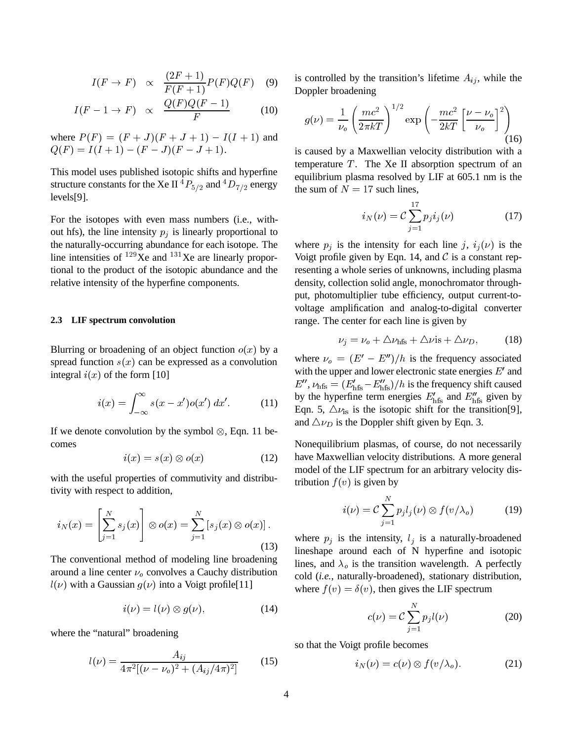$$I(F \to F) \propto \frac{(2F+1)}{F(F+1)} P(F) Q(F) \quad (9)$$

$$I(F-1 \to F) \propto \frac{Q(F)Q(F-1)}{F} \quad (10)$$

where $P(F) = (F+J)(F+J+1) - I(I+1)$ and $Q(F) = I(I+1) - (F-J)(F-J+1)$.

This model uses published isotopic shifts and hyperfine structure constants for the Xe II $^4P_{5/2}$ and $^4D_{7/2}$ energy levels[9].

For the isotopes with even mass numbers (i.e., without hfs), the line intensity $p_j$ is linearly proportional to the naturally-occurring abundance for each isotope. The line intensities of $^{129}$Xe and $^{131}$Xe are linearly proportional to the product of the isotopic abundance and the relative intensity of the hyperfine components.

### 2.3 LIF spectrum convolution

Blurring or broadening of an object function $o(x)$ by a spread function $s(x)$ can be expressed as a convolution integral $i(x)$ of the form [10]

$$i(x) = \int_{-\infty}^{\infty} s(x - x') o(x')\, dx'. \quad (11)$$

If we denote convolution by the symbol $\otimes$, Eqn. 11 becomes

$$i(x) = s(x) \otimes o(x) \quad (12)$$

with the useful properties of commutivity and distributivity with respect to addition,

$$i_N(x) = \left[\sum_{j=1}^{N} s_j(x)\right] \otimes o(x) = \sum_{j=1}^{N} \left[s_j(x) \otimes o(x)\right]. \quad (13)$$

The conventional method of modeling line broadening around a line center $\nu_o$ convolves a Cauchy distribution $l(\nu)$ with a Gaussian $g(\nu)$ into a Voigt profile[11]

$$i(\nu) = l(\nu) \otimes g(\nu), \quad (14)$$

where the "natural" broadening

$$l(\nu) = \frac{A_{ij}}{4\pi^2[(\nu-\nu_o)^2 + (A_{ij}/4\pi)^2]} \quad (15)$$

is controlled by the transition's lifetime $A_{ij}$, while the Doppler broadening

$$g(\nu) = \frac{1}{\nu_o}\left(\frac{mc^2}{2\pi kT}\right)^{1/2} \exp\left(-\frac{mc^2}{2kT}\left[\frac{\nu-\nu_o}{\nu_o}\right]^2\right) \quad (16)$$

is caused by a Maxwellian velocity distribution with a temperature $T$. The Xe II absorption spectrum of an equilibrium plasma resolved by LIF at 605.1 nm is the the sum of $N = 17$ such lines,

$$i_N(\nu) = \mathcal{C} \sum_{j=1}^{17} p_j i_j(\nu) \quad (17)$$

where $p_j$ is the intensity for each line $j$, $i_j(\nu)$ is the Voigt profile given by Eqn. 14, and $\mathcal{C}$ is a constant representing a whole series of unknowns, including plasma density, collection solid angle, monochromator throughput, photomultiplier tube efficiency, output current-to-voltage amplification and analog-to-digital converter range. The center for each line is given by

$$\nu_j = \nu_o + \triangle\nu_{\text{hfs}} + \triangle\nu\text{is} + \triangle\nu_D, \quad (18)$$

where $\nu_o = (E' - E'')/h$ is the frequency associated with the upper and lower electronic state energies $E'$ and $E''$, $\nu_{\text{hfs}} = (E'_{\text{hfs}} - E''_{\text{hfs}})/h$ is the frequency shift caused by the hyperfine term energies $E'_{\text{hfs}}$ and $E''_{\text{hfs}}$ given by Eqn. 5, $\triangle\nu_{\text{is}}$ is the isotopic shift for the transition[9], and $\triangle\nu_D$ is the Doppler shift given by Eqn. 3.

Nonequilibrium plasmas, of course, do not necessarily have Maxwellian velocity distributions. A more general model of the LIF spectrum for an arbitrary velocity distribution $f(v)$ is given by

$$i(\nu) = \mathcal{C} \sum_{j=1}^{N} p_j l_j(\nu) \otimes f(v/\lambda_o) \quad (19)$$

where $p_j$ is the intensity, $l_j$ is a naturally-broadened lineshape around each of N hyperfine and isotopic lines, and $\lambda_o$ is the transition wavelength. A perfectly cold (*i.e.*, naturally-broadened), stationary distribution, where $f(v) = \delta(v)$, then gives the LIF spectrum

$$c(\nu) = \mathcal{C} \sum_{j=1}^{N} p_j l(\nu) \quad (20)$$

so that the Voigt profile becomes

$$i_N(\nu) = c(\nu) \otimes f(v/\lambda_o). \quad (21)$$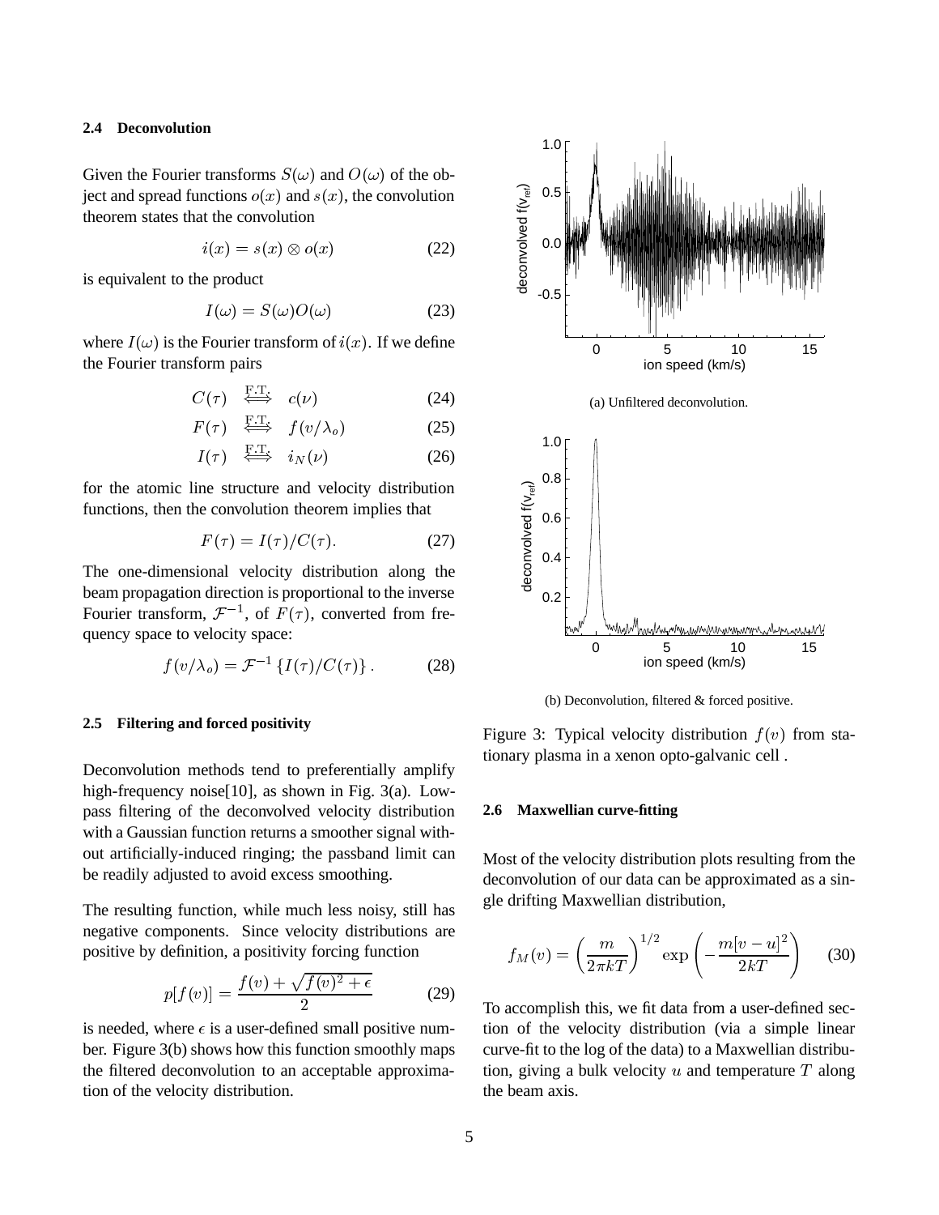### 2.4 Deconvolution

Given the Fourier transforms $S(\omega)$ and $O(\omega)$ of the object and spread functions $o(x)$ and $s(x)$, the convolution theorem states that the convolution

$$i(x) = s(x) \otimes o(x) \tag{22}$$

is equivalent to the product

$$I(\omega) = S(\omega)O(\omega) \tag{23}$$

where $I(\omega)$ is the Fourier transform of $i(x)$. If we define the Fourier transform pairs

$$C(\tau) \overset{\text{F.T.}}{\Longleftrightarrow} c(\nu) \tag{24}$$

$$F(\tau) \overset{\text{F.T.}}{\Longleftrightarrow} f(v/\lambda_o) \tag{25}$$

$$I(\tau) \overset{\text{F.T.}}{\Longleftrightarrow} i_N(\nu) \tag{26}$$

for the atomic line structure and velocity distribution functions, then the convolution theorem implies that

$$F(\tau) = I(\tau)/C(\tau). \tag{27}$$

The one-dimensional velocity distribution along the beam propagation direction is proportional to the inverse Fourier transform, $\mathcal{F}^{-1}$, of $F(\tau)$, converted from frequency space to velocity space:

$$f(v/\lambda_o) = \mathcal{F}^{-1}\left\{I(\tau)/C(\tau)\right\}. \tag{28}$$

### 2.5 Filtering and forced positivity

Deconvolution methods tend to preferentially amplify high-frequency noise[10], as shown in Fig. 3(a). Low-pass filtering of the deconvolved velocity distribution with a Gaussian function returns a smoother signal without artificially-induced ringing; the passband limit can be readily adjusted to avoid excess smoothing.

The resulting function, while much less noisy, still has negative components. Since velocity distributions are positive by definition, a positivity forcing function

$$p[f(v)] = \frac{f(v) + \sqrt{f(v)^2 + \epsilon}}{2} \tag{29}$$

is needed, where $\epsilon$ is a user-defined small positive number. Figure 3(b) shows how this function smoothly maps the filtered deconvolution to an acceptable approximation of the velocity distribution.

(a) Unfiltered deconvolution.

(b) Deconvolution, filtered & forced positive.

Figure 3: Typical velocity distribution $f(v)$ from stationary plasma in a xenon opto-galvanic cell .

### 2.6 Maxwellian curve-fitting

Most of the velocity distribution plots resulting from the deconvolution of our data can be approximated as a single drifting Maxwellian distribution,

$$f_M(v) = \left(\frac{m}{2\pi kT}\right)^{1/2} \exp\left(-\frac{m[v-u]^2}{2kT}\right) \tag{30}$$

To accomplish this, we fit data from a user-defined section of the velocity distribution (via a simple linear curve-fit to the log of the data) to a Maxwellian distribution, giving a bulk velocity $u$ and temperature $T$ along the beam axis.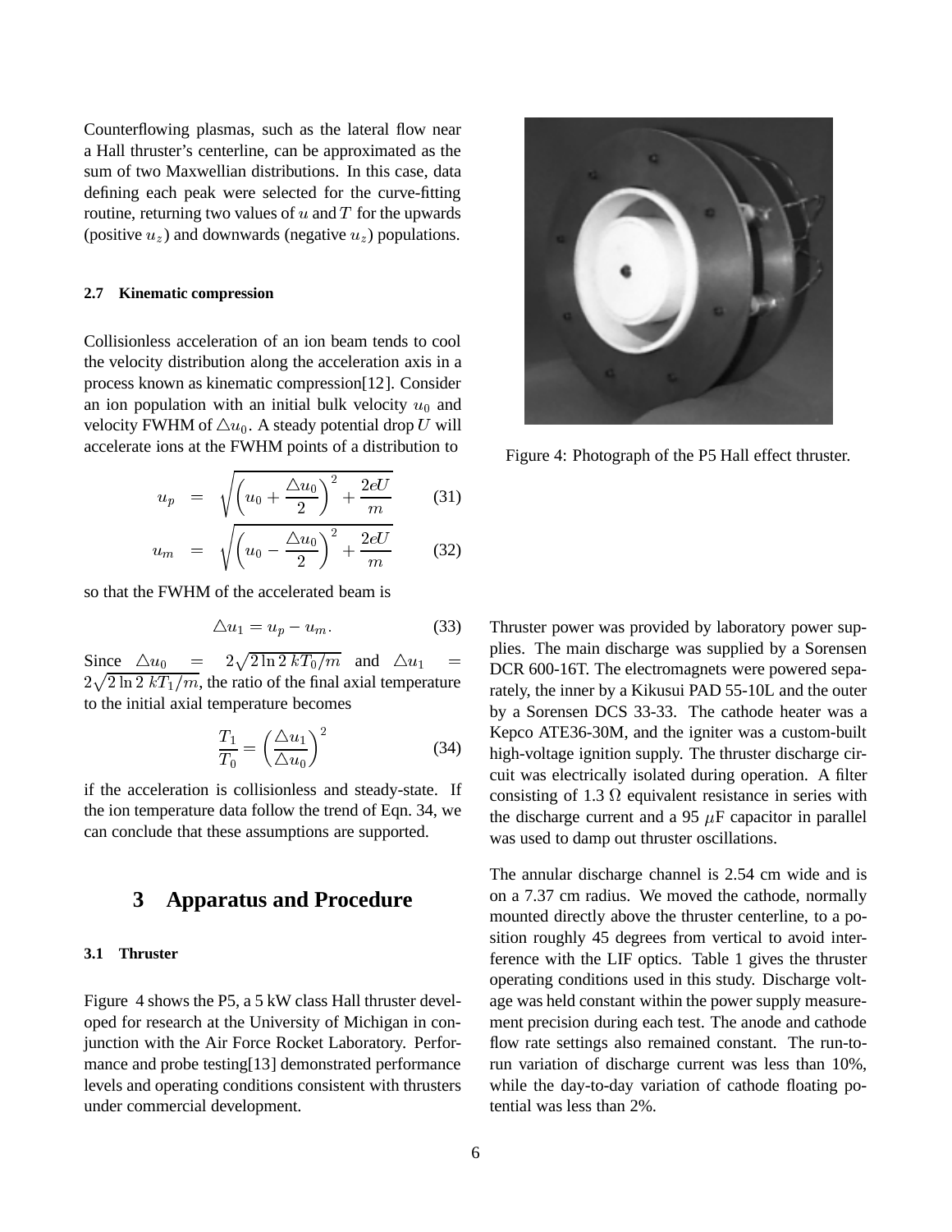Counterflowing plasmas, such as the lateral flow near a Hall thruster's centerline, can be approximated as the sum of two Maxwellian distributions. In this case, data defining each peak were selected for the curve-fitting routine, returning two values of $u$ and $T$ for the upwards (positive $u_z$) and downwards (negative $u_z$) populations.

### 2.7 Kinematic compression

Collisionless acceleration of an ion beam tends to cool the velocity distribution along the acceleration axis in a process known as kinematic compression[12]. Consider an ion population with an initial bulk velocity $u_0$ and velocity FWHM of $\triangle u_0$. A steady potential drop $U$ will accelerate ions at the FWHM points of a distribution to

$$u_p = \sqrt{\left(u_0 + \frac{\triangle u_0}{2}\right)^2 + \frac{2eU}{m}} \qquad (31)$$

$$u_m = \sqrt{\left(u_0 - \frac{\triangle u_0}{2}\right)^2 + \frac{2eU}{m}} \qquad (32)$$

so that the FWHM of the accelerated beam is

$$\triangle u_1 = u_p - u_m. \qquad (33)$$

Since $\triangle u_0 = 2\sqrt{2\ln 2\, kT_0/m}$ and $\triangle u_1 = 2\sqrt{2\ln 2\, kT_1/m}$, the ratio of the final axial temperature to the initial axial temperature becomes

$$\frac{T_1}{T_0} = \left(\frac{\triangle u_1}{\triangle u_0}\right)^2 \qquad (34)$$

if the acceleration is collisionless and steady-state. If the ion temperature data follow the trend of Eqn. 34, we can conclude that these assumptions are supported.

## 3 Apparatus and Procedure

### 3.1 Thruster

Figure 4 shows the P5, a 5 kW class Hall thruster developed for research at the University of Michigan in conjunction with the Air Force Rocket Laboratory. Performance and probe testing[13] demonstrated performance levels and operating conditions consistent with thrusters under commercial development.

Figure 4: Photograph of the P5 Hall effect thruster.

Thruster power was provided by laboratory power supplies. The main discharge was supplied by a Sorensen DCR 600-16T. The electromagnets were powered separately, the inner by a Kikusui PAD 55-10L and the outer by a Sorensen DCS 33-33. The cathode heater was a Kepco ATE36-30M, and the igniter was a custom-built high-voltage ignition supply. The thruster discharge circuit was electrically isolated during operation. A filter consisting of 1.3 Ω equivalent resistance in series with the discharge current and a 95 $\mu$F capacitor in parallel was used to damp out thruster oscillations.

The annular discharge channel is 2.54 cm wide and is on a 7.37 cm radius. We moved the cathode, normally mounted directly above the thruster centerline, to a position roughly 45 degrees from vertical to avoid interference with the LIF optics. Table 1 gives the thruster operating conditions used in this study. Discharge voltage was held constant within the power supply measurement precision during each test. The anode and cathode flow rate settings also remained constant. The run-to-run variation of discharge current was less than 10%, while the day-to-day variation of cathode floating potential was less than 2%.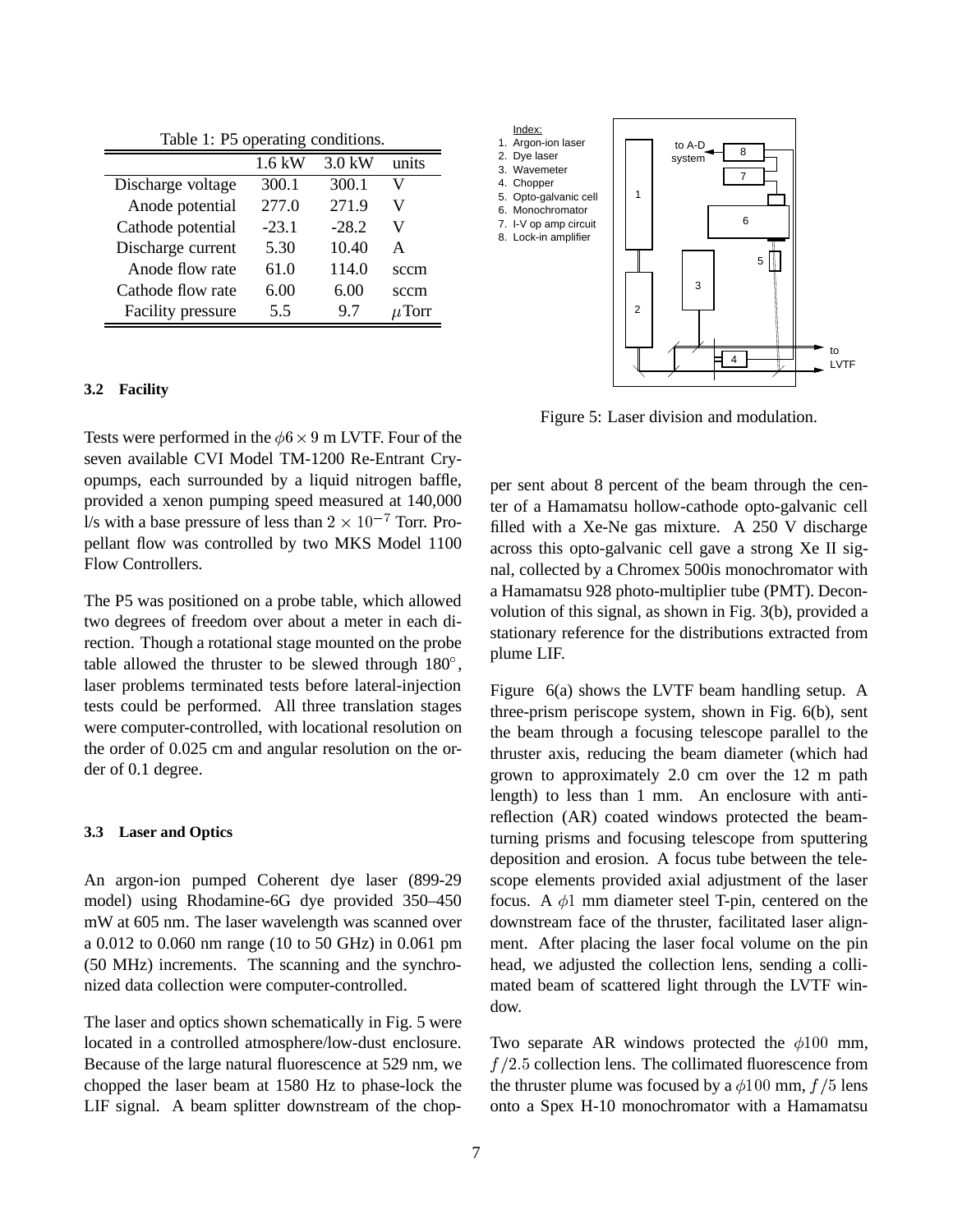Table 1: P5 operating conditions.

| | 1.6 kW | 3.0 kW | units |
|---|---|---|---|
| Discharge voltage | 300.1 | 300.1 | V |
| Anode potential | 277.0 | 271.9 | V |
| Cathode potential | -23.1 | -28.2 | V |
| Discharge current | 5.30 | 10.40 | A |
| Anode flow rate | 61.0 | 114.0 | sccm |
| Cathode flow rate | 6.00 | 6.00 | sccm |
| Facility pressure | 5.5 | 9.7 | $\mu$Torr |

### 3.2 Facility

Tests were performed in the $\phi 6 \times 9$ m LVTF. Four of the seven available CVI Model TM-1200 Re-Entrant Cryopumps, each surrounded by a liquid nitrogen baffle, provided a xenon pumping speed measured at 140,000 l/s with a base pressure of less than $2 \times 10^{-7}$ Torr. Propellant flow was controlled by two MKS Model 1100 Flow Controllers.

The P5 was positioned on a probe table, which allowed two degrees of freedom over about a meter in each direction. Though a rotational stage mounted on the probe table allowed the thruster to be slewed through 180°, laser problems terminated tests before lateral-injection tests could be performed. All three translation stages were computer-controlled, with locational resolution on the order of 0.025 cm and angular resolution on the order of 0.1 degree.

### 3.3 Laser and Optics

An argon-ion pumped Coherent dye laser (899-29 model) using Rhodamine-6G dye provided 350–450 mW at 605 nm. The laser wavelength was scanned over a 0.012 to 0.060 nm range (10 to 50 GHz) in 0.061 pm (50 MHz) increments. The scanning and the synchronized data collection were computer-controlled.

The laser and optics shown schematically in Fig. 5 were located in a controlled atmosphere/low-dust enclosure. Because of the large natural fluorescence at 529 nm, we chopped the laser beam at 1580 Hz to phase-lock the LIF signal. A beam splitter downstream of the chopper sent about 8 percent of the beam through the center of a Hamamatsu hollow-cathode opto-galvanic cell filled with a Xe-Ne gas mixture. A 250 V discharge across this opto-galvanic cell gave a strong Xe II signal, collected by a Chromex 500is monochromator with a Hamamatsu 928 photo-multiplier tube (PMT). Deconvolution of this signal, as shown in Fig. 3(b), provided a stationary reference for the distributions extracted from plume LIF.

Index:
1. Argon-ion laser
2. Dye laser
3. Wavemeter
4. Chopper
5. Opto-galvanic cell
6. Monochromator
7. I-V op amp circuit
8. Lock-in amplifier

Figure 5: Laser division and modulation.

Figure 6(a) shows the LVTF beam handling setup. A three-prism periscope system, shown in Fig. 6(b), sent the beam through a focusing telescope parallel to the thruster axis, reducing the beam diameter (which had grown to approximately 2.0 cm over the 12 m path length) to less than 1 mm. An enclosure with anti-reflection (AR) coated windows protected the beam-turning prisms and focusing telescope from sputtering deposition and erosion. A focus tube between the telescope elements provided axial adjustment of the laser focus. A $\phi 1$ mm diameter steel T-pin, centered on the downstream face of the thruster, facilitated laser alignment. After placing the laser focal volume on the pin head, we adjusted the collection lens, sending a collimated beam of scattered light through the LVTF window.

Two separate AR windows protected the $\phi 100$ mm, $f/2.5$ collection lens. The collimated fluorescence from the thruster plume was focused by a $\phi 100$ mm, $f/5$ lens onto a Spex H-10 monochromator with a Hamamatsu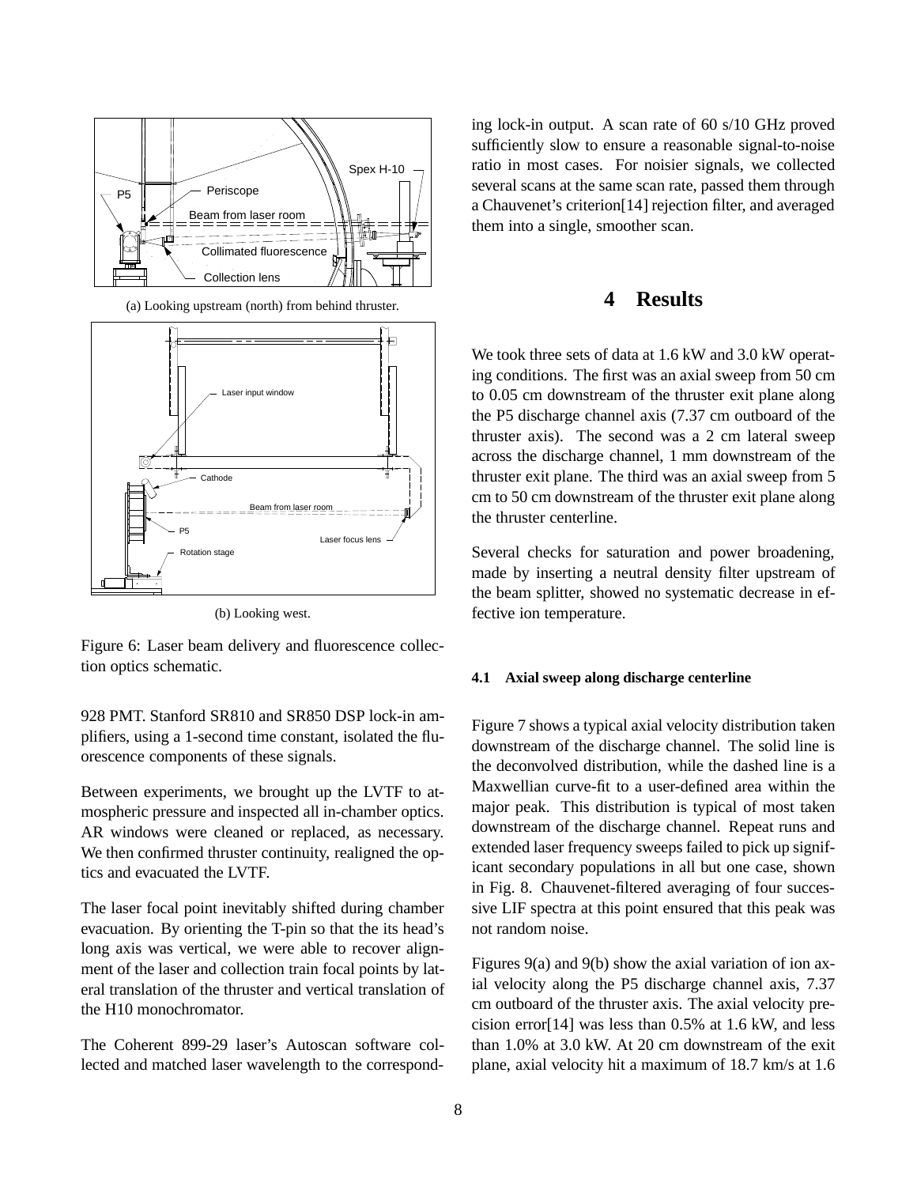(a) Looking upstream (north) from behind thruster.

(b) Looking west.

Figure 6: Laser beam delivery and fluorescence collection optics schematic.

928 PMT. Stanford SR810 and SR850 DSP lock-in amplifiers, using a 1-second time constant, isolated the fluorescence components of these signals.

Between experiments, we brought up the LVTF to atmospheric pressure and inspected all in-chamber optics. AR windows were cleaned or replaced, as necessary. We then confirmed thruster continuity, realigned the optics and evacuated the LVTF.

The laser focal point inevitably shifted during chamber evacuation. By orienting the T-pin so that the its head's long axis was vertical, we were able to recover alignment of the laser and collection train focal points by lateral translation of the thruster and vertical translation of the H10 monochromator.

The Coherent 899-29 laser's Autoscan software collected and matched laser wavelength to the corresponding lock-in output. A scan rate of 60 s/10 GHz proved sufficiently slow to ensure a reasonable signal-to-noise ratio in most cases. For noisier signals, we collected several scans at the same scan rate, passed them through a Chauvenet's criterion[14] rejection filter, and averaged them into a single, smoother scan.

# 4 Results

We took three sets of data at 1.6 kW and 3.0 kW operating conditions. The first was an axial sweep from 50 cm to 0.05 cm downstream of the thruster exit plane along the P5 discharge channel axis (7.37 cm outboard of the thruster axis). The second was a 2 cm lateral sweep across the discharge channel, 1 mm downstream of the thruster exit plane. The third was an axial sweep from 5 cm to 50 cm downstream of the thruster exit plane along the thruster centerline.

Several checks for saturation and power broadening, made by inserting a neutral density filter upstream of the beam splitter, showed no systematic decrease in effective ion temperature.

### 4.1 Axial sweep along discharge centerline

Figure 7 shows a typical axial velocity distribution taken downstream of the discharge channel. The solid line is the deconvolved distribution, while the dashed line is a Maxwellian curve-fit to a user-defined area within the major peak. This distribution is typical of most taken downstream of the discharge channel. Repeat runs and extended laser frequency sweeps failed to pick up significant secondary populations in all but one case, shown in Fig. 8. Chauvenet-filtered averaging of four successive LIF spectra at this point ensured that this peak was not random noise.

Figures 9(a) and 9(b) show the axial variation of ion axial velocity along the P5 discharge channel axis, 7.37 cm outboard of the thruster axis. The axial velocity precision error[14] was less than 0.5% at 1.6 kW, and less than 1.0% at 3.0 kW. At 20 cm downstream of the exit plane, axial velocity hit a maximum of 18.7 km/s at 1.6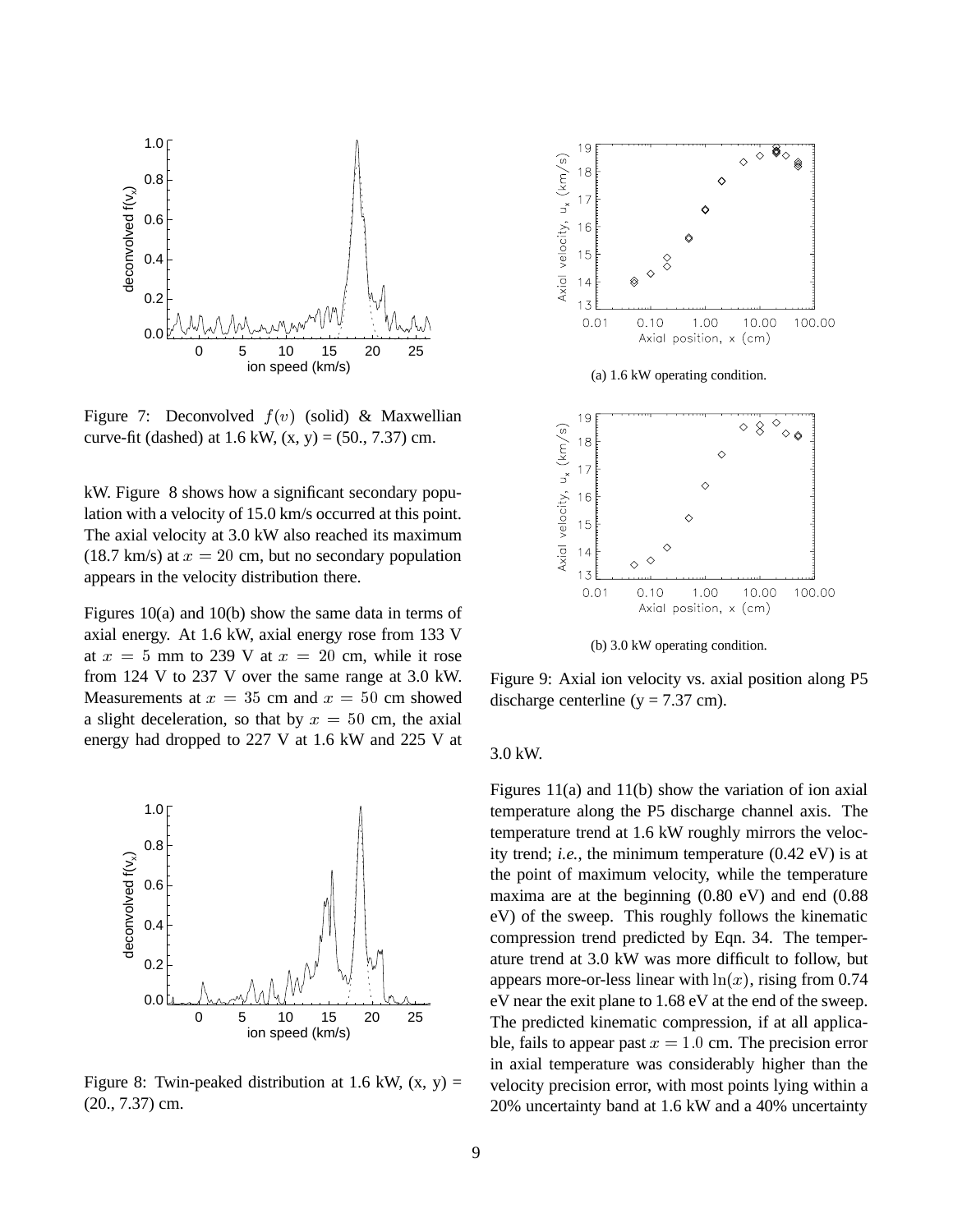Figure 7: Deconvolved $f(v)$ (solid) & Maxwellian curve-fit (dashed) at 1.6 kW, (x, y) = (50., 7.37) cm.

kW. Figure 8 shows how a significant secondary population with a velocity of 15.0 km/s occurred at this point. The axial velocity at 3.0 kW also reached its maximum (18.7 km/s) at $x = 20$ cm, but no secondary population appears in the velocity distribution there.

Figures 10(a) and 10(b) show the same data in terms of axial energy. At 1.6 kW, axial energy rose from 133 V at $x = 5$ mm to 239 V at $x = 20$ cm, while it rose from 124 V to 237 V over the same range at 3.0 kW. Measurements at $x = 35$ cm and $x = 50$ cm showed a slight deceleration, so that by $x = 50$ cm, the axial energy had dropped to 227 V at 1.6 kW and 225 V at 3.0 kW.

Figure 8: Twin-peaked distribution at 1.6 kW, (x, y) = (20., 7.37) cm.

(a) 1.6 kW operating condition.

(b) 3.0 kW operating condition.

Figure 9: Axial ion velocity vs. axial position along P5 discharge centerline (y = 7.37 cm).

Figures 11(a) and 11(b) show the variation of ion axial temperature along the P5 discharge channel axis. The temperature trend at 1.6 kW roughly mirrors the velocity trend; *i.e.*, the minimum temperature (0.42 eV) is at the point of maximum velocity, while the temperature maxima are at the beginning (0.80 eV) and end (0.88 eV) of the sweep. This roughly follows the kinematic compression trend predicted by Eqn. 34. The temperature trend at 3.0 kW was more difficult to follow, but appears more-or-less linear with $\ln(x)$, rising from 0.74 eV near the exit plane to 1.68 eV at the end of the sweep. The predicted kinematic compression, if at all applicable, fails to appear past $x = 1.0$ cm. The precision error in axial temperature was considerably higher than the velocity precision error, with most points lying within a 20% uncertainty band at 1.6 kW and a 40% uncertainty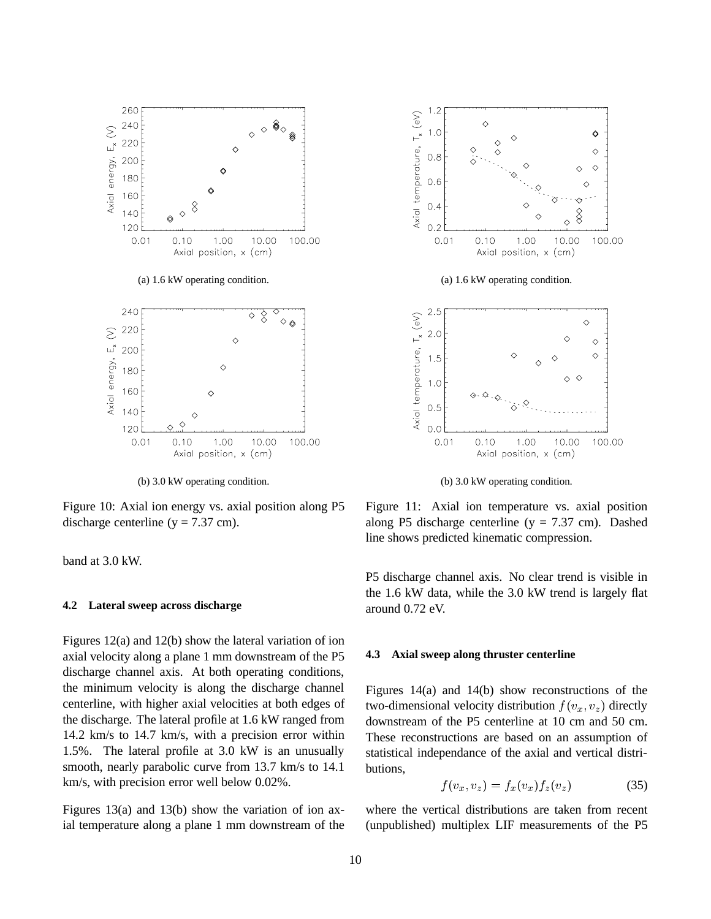(a) 1.6 kW operating condition.

(b) 3.0 kW operating condition.

Figure 10: Axial ion energy vs. axial position along P5 discharge centerline (y = 7.37 cm).

(a) 1.6 kW operating condition.

(b) 3.0 kW operating condition.

Figure 11: Axial ion temperature vs. axial position along P5 discharge centerline (y = 7.37 cm). Dashed line shows predicted kinematic compression.

band at 3.0 kW.

### 4.2 Lateral sweep across discharge

Figures 12(a) and 12(b) show the lateral variation of ion axial velocity along a plane 1 mm downstream of the P5 discharge channel axis. At both operating conditions, the minimum velocity is along the discharge channel centerline, with higher axial velocities at both edges of the discharge. The lateral profile at 1.6 kW ranged from 14.2 km/s to 14.7 km/s, with a precision error within 1.5%. The lateral profile at 3.0 kW is an unusually smooth, nearly parabolic curve from 13.7 km/s to 14.1 km/s, with precision error well below 0.02%.

Figures 13(a) and 13(b) show the variation of ion axial temperature along a plane 1 mm downstream of the P5 discharge channel axis. No clear trend is visible in the 1.6 kW data, while the 3.0 kW trend is largely flat around 0.72 eV.

### 4.3 Axial sweep along thruster centerline

Figures 14(a) and 14(b) show reconstructions of the two-dimensional velocity distribution $f(v_x, v_z)$ directly downstream of the P5 centerline at 10 cm and 50 cm. These reconstructions are based on an assumption of statistical independance of the axial and vertical distributions,

$$f(v_x, v_z) = f_x(v_x) f_z(v_z) \tag{35}$$

where the vertical distributions are taken from recent (unpublished) multiplex LIF measurements of the P5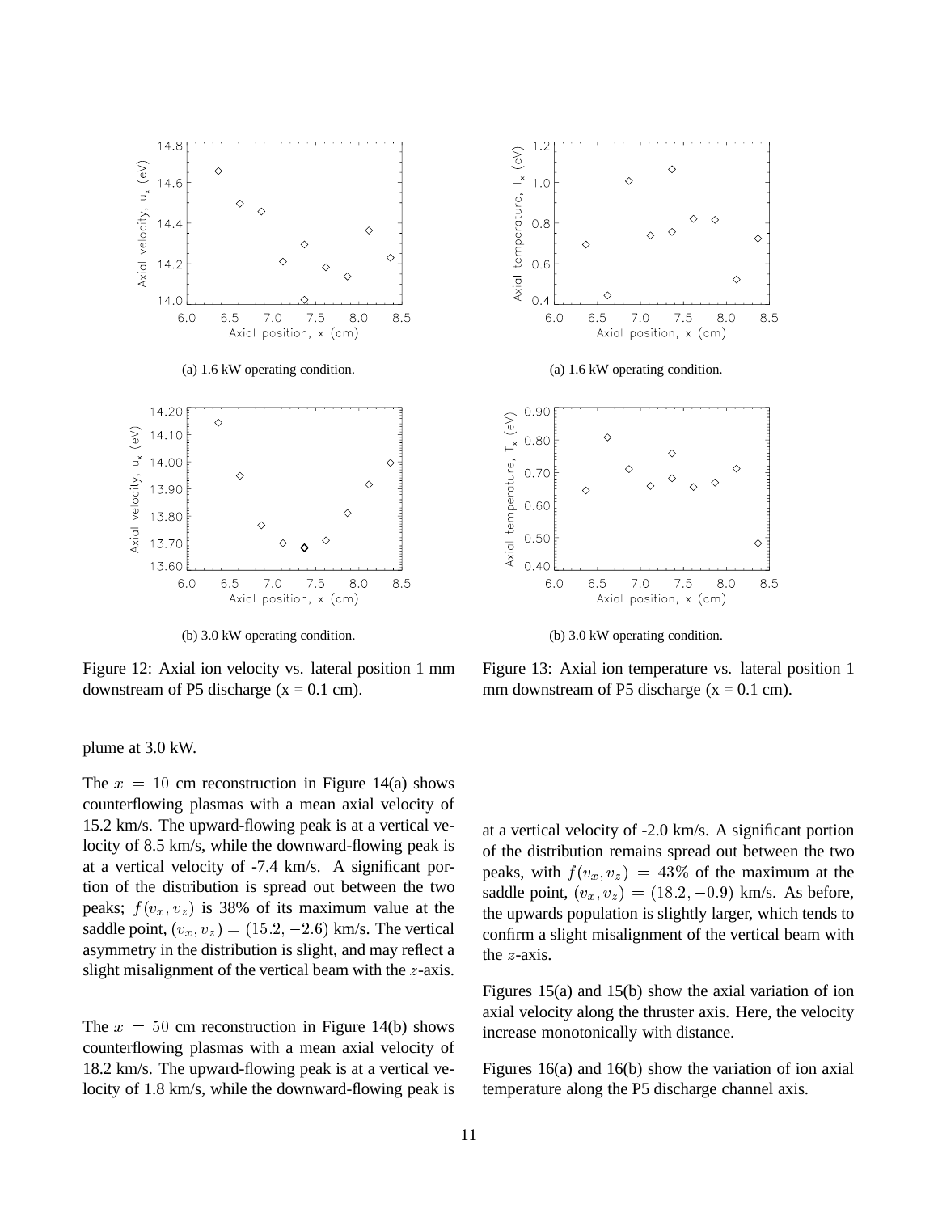(a) 1.6 kW operating condition.

(b) 3.0 kW operating condition.

Figure 12: Axial ion velocity vs. lateral position 1 mm downstream of P5 discharge (x = 0.1 cm).

(a) 1.6 kW operating condition.

(b) 3.0 kW operating condition.

Figure 13: Axial ion temperature vs. lateral position 1 mm downstream of P5 discharge (x = 0.1 cm).

plume at 3.0 kW.

The $x = 10$ cm reconstruction in Figure 14(a) shows counterflowing plasmas with a mean axial velocity of 15.2 km/s. The upward-flowing peak is at a vertical velocity of 8.5 km/s, while the downward-flowing peak is at a vertical velocity of -7.4 km/s. A significant portion of the distribution is spread out between the two peaks; $f(v_x, v_z)$ is 38% of its maximum value at the saddle point, $(v_x, v_z) = (15.2, -2.6)$ km/s. The vertical asymmetry in the distribution is slight, and may reflect a slight misalignment of the vertical beam with the $z$-axis.

The $x = 50$ cm reconstruction in Figure 14(b) shows counterflowing plasmas with a mean axial velocity of 18.2 km/s. The upward-flowing peak is at a vertical velocity of 1.8 km/s, while the downward-flowing peak is at a vertical velocity of -2.0 km/s. A significant portion of the distribution remains spread out between the two peaks, with $f(v_x, v_z) = 43\%$ of the maximum at the saddle point, $(v_x, v_z) = (18.2, -0.9)$ km/s. As before, the upwards population is slightly larger, which tends to confirm a slight misalignment of the vertical beam with the $z$-axis.

Figures 15(a) and 15(b) show the axial variation of ion axial velocity along the thruster axis. Here, the velocity increase monotonically with distance.

Figures 16(a) and 16(b) show the variation of ion axial temperature along the P5 discharge channel axis.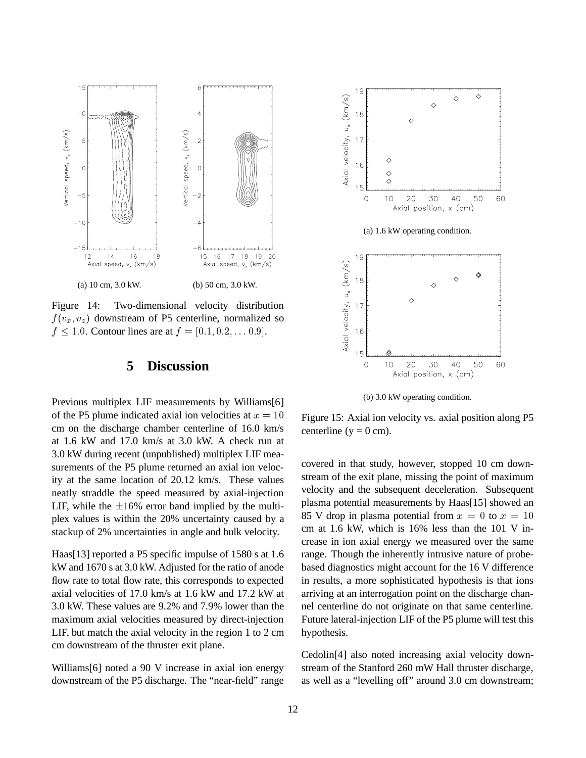(a) 10 cm, 3.0 kW.

(b) 50 cm, 3.0 kW.

Figure 14: Two-dimensional velocity distribution $f(v_x, v_z)$ downstream of P5 centerline, normalized so $f \leq 1.0$. Contour lines are at $f = [0.1, 0.2, \ldots 0.9]$.

(a) 1.6 kW operating condition.

(b) 3.0 kW operating condition.

Figure 15: Axial ion velocity vs. axial position along P5 centerline (y = 0 cm).

## 5 Discussion

Previous multiplex LIF measurements by Williams[6] of the P5 plume indicated axial ion velocities at $x = 10$ cm on the discharge chamber centerline of 16.0 km/s at 1.6 kW and 17.0 km/s at 3.0 kW. A check run at 3.0 kW during recent (unpublished) multiplex LIF measurements of the P5 plume returned an axial ion velocity at the same location of 20.12 km/s. These values neatly straddle the speed measured by axial-injection LIF, while the $\pm 16\%$ error band implied by the multiplex values is within the 20% uncertainty caused by a stackup of 2% uncertainties in angle and bulk velocity.

Haas[13] reported a P5 specific impulse of 1580 s at 1.6 kW and 1670 s at 3.0 kW. Adjusted for the ratio of anode flow rate to total flow rate, this corresponds to expected axial velocities of 17.0 km/s at 1.6 kW and 17.2 kW at 3.0 kW. These values are 9.2% and 7.9% lower than the maximum axial velocities measured by direct-injection LIF, but match the axial velocity in the region 1 to 2 cm cm downstream of the thruster exit plane.

Williams[6] noted a 90 V increase in axial ion energy downstream of the P5 discharge. The "near-field" range covered in that study, however, stopped 10 cm downstream of the exit plane, missing the point of maximum velocity and the subsequent deceleration. Subsequent plasma potential measurements by Haas[15] showed an 85 V drop in plasma potential from $x = 0$ to $x = 10$ cm at 1.6 kW, which is 16% less than the 101 V increase in ion axial energy we measured over the same range. Though the inherently intrusive nature of probe-based diagnostics might account for the 16 V difference in results, a more sophisticated hypothesis is that ions arriving at an interrogation point on the discharge channel centerline do not originate on that same centerline. Future lateral-injection LIF of the P5 plume will test this hypothesis.

Cedolin[4] also noted increasing axial velocity downstream of the Stanford 260 mW Hall thruster discharge, as well as a "levelling off" around 3.0 cm downstream;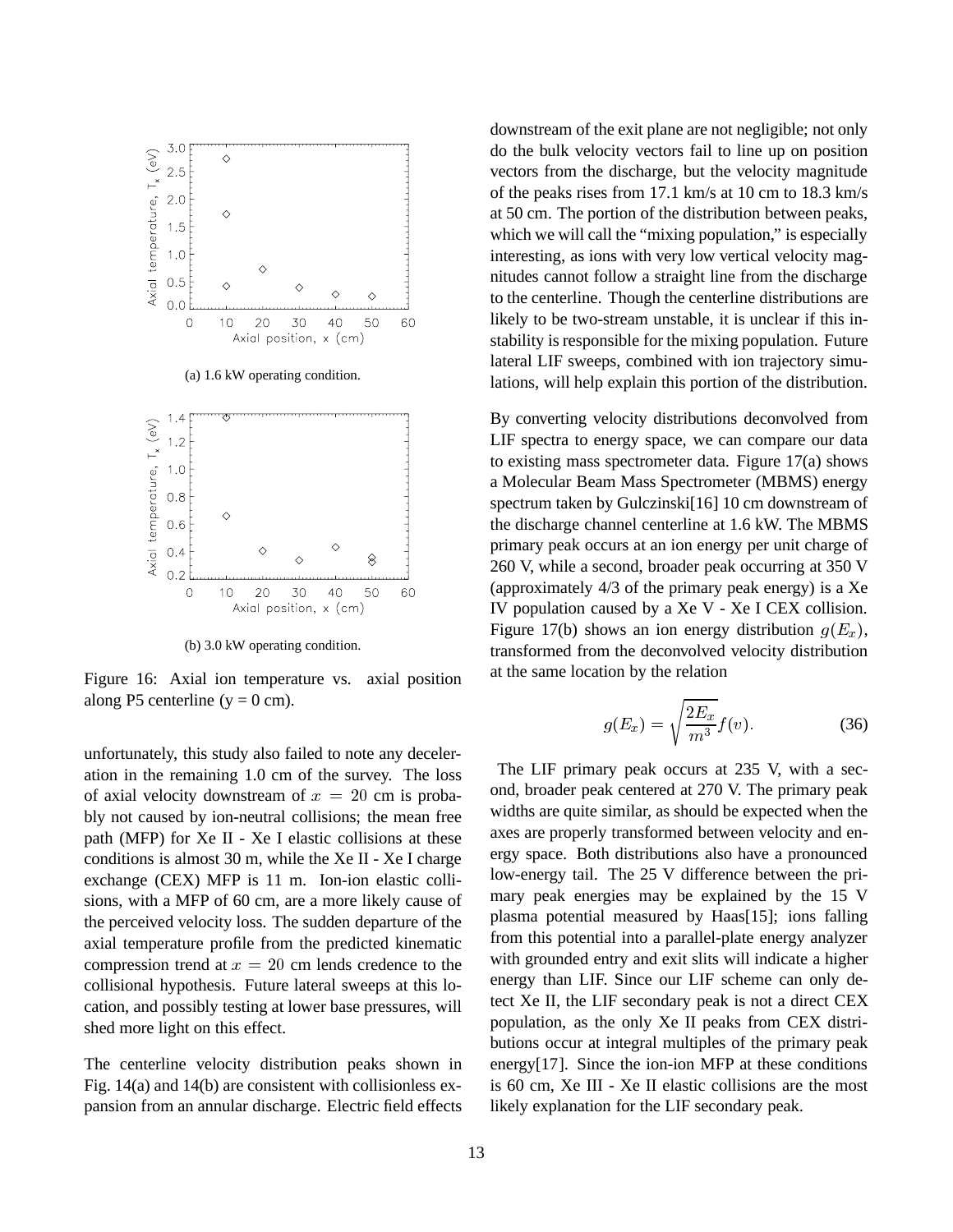(a) 1.6 kW operating condition.

(b) 3.0 kW operating condition.

Figure 16: Axial ion temperature vs. axial position along P5 centerline (y = 0 cm).

unfortunately, this study also failed to note any deceleration in the remaining 1.0 cm of the survey. The loss of axial velocity downstream of $x = 20$ cm is probably not caused by ion-neutral collisions; the mean free path (MFP) for Xe II - Xe I elastic collisions at these conditions is almost 30 m, while the Xe II - Xe I charge exchange (CEX) MFP is 11 m. Ion-ion elastic collisions, with a MFP of 60 cm, are a more likely cause of the perceived velocity loss. The sudden departure of the axial temperature profile from the predicted kinematic compression trend at $x = 20$ cm lends credence to the collisional hypothesis. Future lateral sweeps at this location, and possibly testing at lower base pressures, will shed more light on this effect.

The centerline velocity distribution peaks shown in Fig. 14(a) and 14(b) are consistent with collisionless expansion from an annular discharge. Electric field effects downstream of the exit plane are not negligible; not only do the bulk velocity vectors fail to line up on position vectors from the discharge, but the velocity magnitude of the peaks rises from 17.1 km/s at 10 cm to 18.3 km/s at 50 cm. The portion of the distribution between peaks, which we will call the "mixing population," is especially interesting, as ions with very low vertical velocity magnitudes cannot follow a straight line from the discharge to the centerline. Though the centerline distributions are likely to be two-stream unstable, it is unclear if this instability is responsible for the mixing population. Future lateral LIF sweeps, combined with ion trajectory simulations, will help explain this portion of the distribution.

By converting velocity distributions deconvolved from LIF spectra to energy space, we can compare our data to existing mass spectrometer data. Figure 17(a) shows a Molecular Beam Mass Spectrometer (MBMS) energy spectrum taken by Gulczinski[16] 10 cm downstream of the discharge channel centerline at 1.6 kW. The MBMS primary peak occurs at an ion energy per unit charge of 260 V, while a second, broader peak occurring at 350 V (approximately 4/3 of the primary peak energy) is a Xe IV population caused by a Xe V - Xe I CEX collision. Figure 17(b) shows an ion energy distribution $g(E_x)$, transformed from the deconvolved velocity distribution at the same location by the relation

$$g(E_x) = \sqrt{\frac{2E_x}{m^3}} f(v). \tag{36}$$

The LIF primary peak occurs at 235 V, with a second, broader peak centered at 270 V. The primary peak widths are quite similar, as should be expected when the axes are properly transformed between velocity and energy space. Both distributions also have a pronounced low-energy tail. The 25 V difference between the primary peak energies may be explained by the 15 V plasma potential measured by Haas[15]; ions falling from this potential into a parallel-plate energy analyzer with grounded entry and exit slits will indicate a higher energy than LIF. Since our LIF scheme can only detect Xe II, the LIF secondary peak is not a direct CEX population, as the only Xe II peaks from CEX distributions occur at integral multiples of the primary peak energy[17]. Since the ion-ion MFP at these conditions is 60 cm, Xe III - Xe II elastic collisions are the most likely explanation for the LIF secondary peak.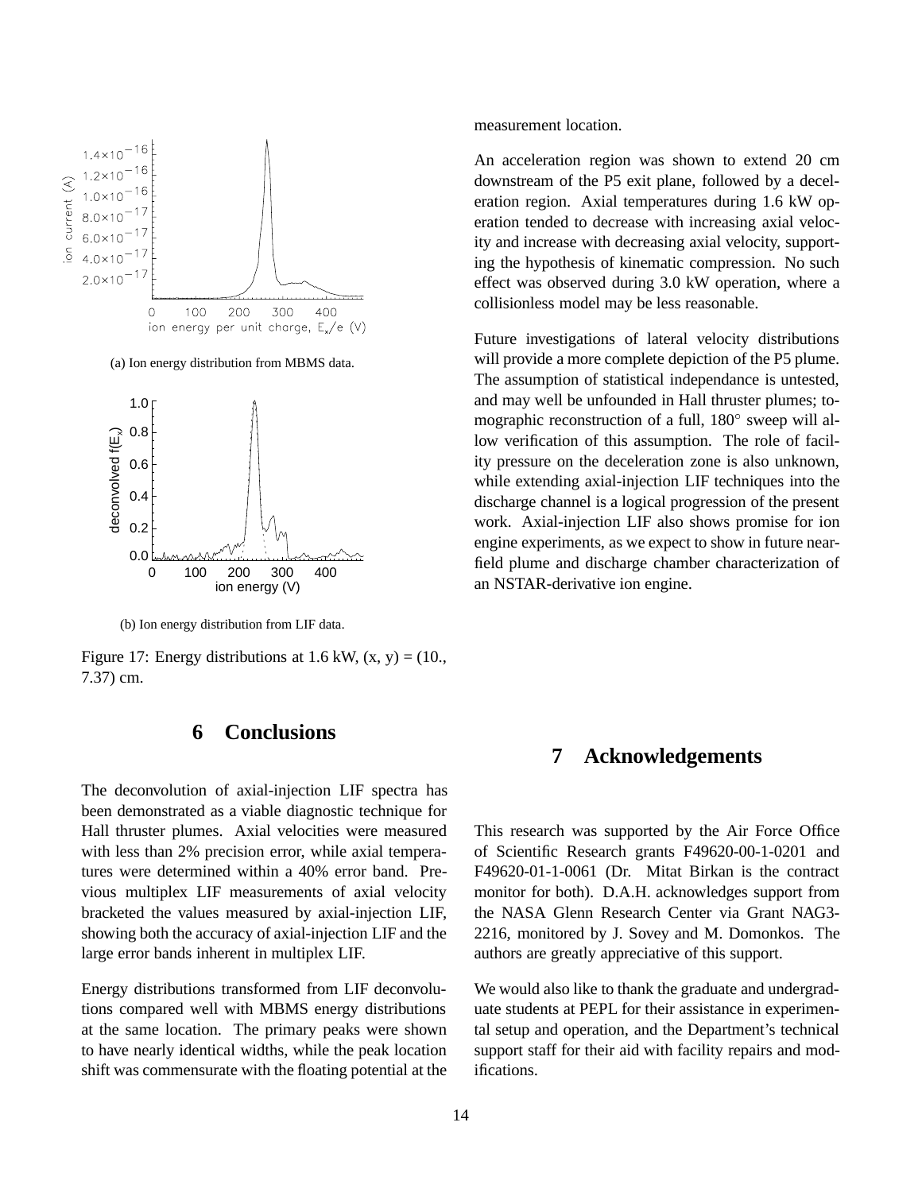(a) Ion energy distribution from MBMS data.

(b) Ion energy distribution from LIF data.

Figure 17: Energy distributions at 1.6 kW, (x, y) = (10., 7.37) cm.

## 6 Conclusions

The deconvolution of axial-injection LIF spectra has been demonstrated as a viable diagnostic technique for Hall thruster plumes. Axial velocities were measured with less than 2% precision error, while axial temperatures were determined within a 40% error band. Previous multiplex LIF measurements of axial velocity bracketed the values measured by axial-injection LIF, showing both the accuracy of axial-injection LIF and the large error bands inherent in multiplex LIF.

Energy distributions transformed from LIF deconvolutions compared well with MBMS energy distributions at the same location. The primary peaks were shown to have nearly identical widths, while the peak location shift was commensurate with the floating potential at the measurement location.

An acceleration region was shown to extend 20 cm downstream of the P5 exit plane, followed by a deceleration region. Axial temperatures during 1.6 kW operation tended to decrease with increasing axial velocity and increase with decreasing axial velocity, supporting the hypothesis of kinematic compression. No such effect was observed during 3.0 kW operation, where a collisionless model may be less reasonable.

Future investigations of lateral velocity distributions will provide a more complete depiction of the P5 plume. The assumption of statistical independance is untested, and may well be unfounded in Hall thruster plumes; tomographic reconstruction of a full, 180° sweep will allow verification of this assumption. The role of facility pressure on the deceleration zone is also unknown, while extending axial-injection LIF techniques into the discharge channel is a logical progression of the present work. Axial-injection LIF also shows promise for ion engine experiments, as we expect to show in future near-field plume and discharge chamber characterization of an NSTAR-derivative ion engine.

## 7 Acknowledgements

This research was supported by the Air Force Office of Scientific Research grants F49620-00-1-0201 and F49620-01-1-0061 (Dr. Mitat Birkan is the contract monitor for both). D.A.H. acknowledges support from the NASA Glenn Research Center via Grant NAG3-2216, monitored by J. Sovey and M. Domonkos. The authors are greatly appreciative of this support.

We would also like to thank the graduate and undergraduate students at PEPL for their assistance in experimental setup and operation, and the Department's technical support staff for their aid with facility repairs and modifications.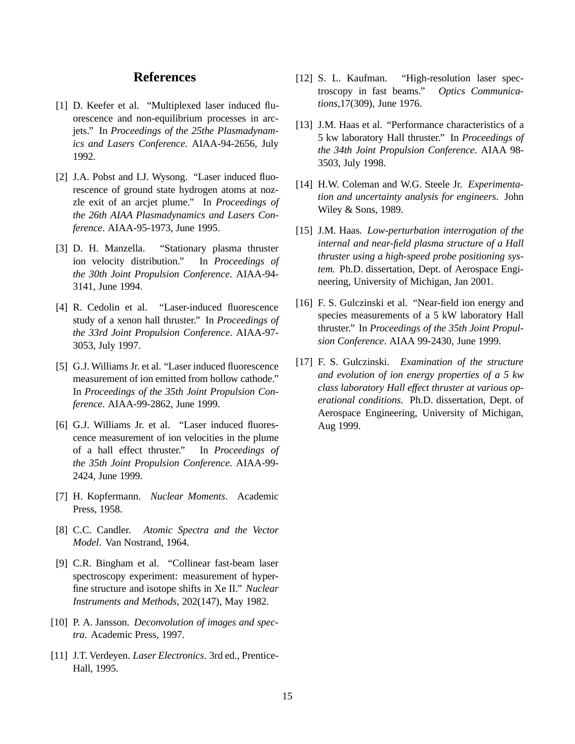# References

[1] D. Keefer et al. "Multiplexed laser induced fluorescence and non-equilibrium processes in arcjets." In *Proceedings of the 25the Plasmadynamics and Lasers Conference*. AIAA-94-2656, July 1992.

[2] J.A. Pobst and I.J. Wysong. "Laser induced fluorescence of ground state hydrogen atoms at nozzle exit of an arcjet plume." In *Proceedings of the 26th AIAA Plasmadynamics and Lasers Conference*. AIAA-95-1973, June 1995.

[3] D. H. Manzella. "Stationary plasma thruster ion velocity distribution." In *Proceedings of the 30th Joint Propulsion Conference*. AIAA-94-3141, June 1994.

[4] R. Cedolin et al. "Laser-induced fluorescence study of a xenon hall thruster." In *Proceedings of the 33rd Joint Propulsion Conference*. AIAA-97-3053, July 1997.

[5] G.J. Williams Jr. et al. "Laser induced fluorescence measurement of ion emitted from hollow cathode." In *Proceedings of the 35th Joint Propulsion Conference*. AIAA-99-2862, June 1999.

[6] G.J. Williams Jr. et al. "Laser induced fluorescence measurement of ion velocities in the plume of a hall effect thruster." In *Proceedings of the 35th Joint Propulsion Conference*. AIAA-99-2424, June 1999.

[7] H. Kopfermann. *Nuclear Moments*. Academic Press, 1958.

[8] C.C. Candler. *Atomic Spectra and the Vector Model*. Van Nostrand, 1964.

[9] C.R. Bingham et al. "Collinear fast-beam laser spectroscopy experiment: measurement of hyperfine structure and isotope shifts in Xe II." *Nuclear Instruments and Methods*, 202(147), May 1982.

[10] P. A. Jansson. *Deconvolution of images and spectra*. Academic Press, 1997.

[11] J.T. Verdeyen. *Laser Electronics*. 3rd ed., Prentice-Hall, 1995.

[12] S. L. Kaufman. "High-resolution laser spectroscopy in fast beams." *Optics Communications*,17(309), June 1976.

[13] J.M. Haas et al. "Performance characteristics of a 5 kw laboratory Hall thruster." In *Proceedings of the 34th Joint Propulsion Conference*. AIAA 98-3503, July 1998.

[14] H.W. Coleman and W.G. Steele Jr. *Experimentation and uncertainty analysis for engineers*. John Wiley & Sons, 1989.

[15] J.M. Haas. *Low-perturbation interrogation of the internal and near-field plasma structure of a Hall thruster using a high-speed probe positioning system.* Ph.D. dissertation, Dept. of Aerospace Engineering, University of Michigan, Jan 2001.

[16] F. S. Gulczinski et al. "Near-field ion energy and species measurements of a 5 kW laboratory Hall thruster." In *Proceedings of the 35th Joint Propulsion Conference*. AIAA 99-2430, June 1999.

[17] F. S. Gulczinski. *Examination of the structure and evolution of ion energy properties of a 5 kw class laboratory Hall effect thruster at various operational conditions.* Ph.D. dissertation, Dept. of Aerospace Engineering, University of Michigan, Aug 1999.